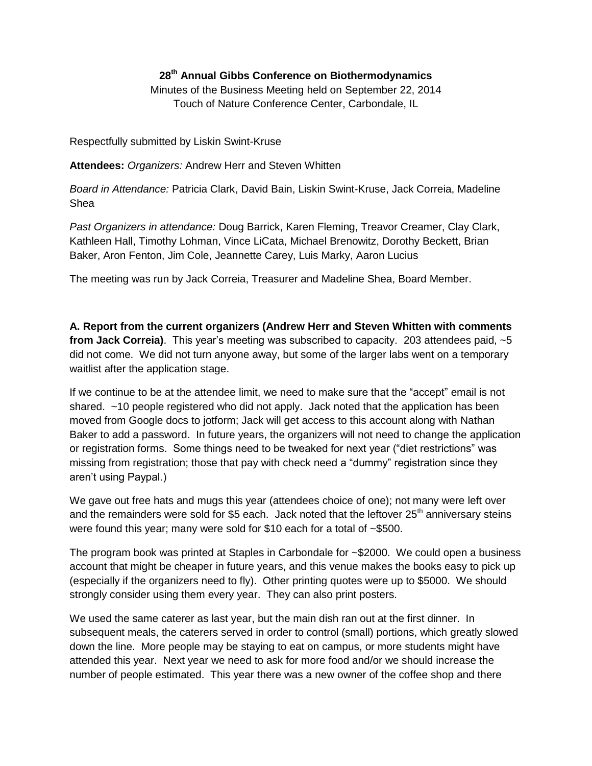**28th Annual Gibbs Conference on Biothermodynamics**

Minutes of the Business Meeting held on September 22, 2014
Touch of Nature Conference Center, Carbondale, IL

Respectfully submitted by Liskin Swint-Kruse

**Attendees:** *Organizers:* Andrew Herr and Steven Whitten

*Board in Attendance:* Patricia Clark, David Bain, Liskin Swint-Kruse, Jack Correia, Madeline Shea

*Past Organizers in attendance:* Doug Barrick, Karen Fleming, Treavor Creamer, Clay Clark, Kathleen Hall, Timothy Lohman, Vince LiCata, Michael Brenowitz, Dorothy Beckett, Brian Baker, Aron Fenton, Jim Cole, Jeannette Carey, Luis Marky, Aaron Lucius

The meeting was run by Jack Correia, Treasurer and Madeline Shea, Board Member.

**A. Report from the current organizers (Andrew Herr and Steven Whitten with comments from Jack Correia)**. This year's meeting was subscribed to capacity. 203 attendees paid, ~5 did not come. We did not turn anyone away, but some of the larger labs went on a temporary waitlist after the application stage.

If we continue to be at the attendee limit, we need to make sure that the "accept" email is not shared. ~10 people registered who did not apply. Jack noted that the application has been moved from Google docs to jotform; Jack will get access to this account along with Nathan Baker to add a password. In future years, the organizers will not need to change the application or registration forms. Some things need to be tweaked for next year ("diet restrictions" was missing from registration; those that pay with check need a "dummy" registration since they aren't using Paypal.)

We gave out free hats and mugs this year (attendees choice of one); not many were left over and the remainders were sold for $5 each. Jack noted that the leftover 25th anniversary steins were found this year; many were sold for $10 each for a total of ~$500.

The program book was printed at Staples in Carbondale for ~$2000. We could open a business account that might be cheaper in future years, and this venue makes the books easy to pick up (especially if the organizers need to fly). Other printing quotes were up to $5000. We should strongly consider using them every year. They can also print posters.

We used the same caterer as last year, but the main dish ran out at the first dinner. In subsequent meals, the caterers served in order to control (small) portions, which greatly slowed down the line. More people may be staying to eat on campus, or more students might have attended this year. Next year we need to ask for more food and/or we should increase the number of people estimated. This year there was a new owner of the coffee shop and there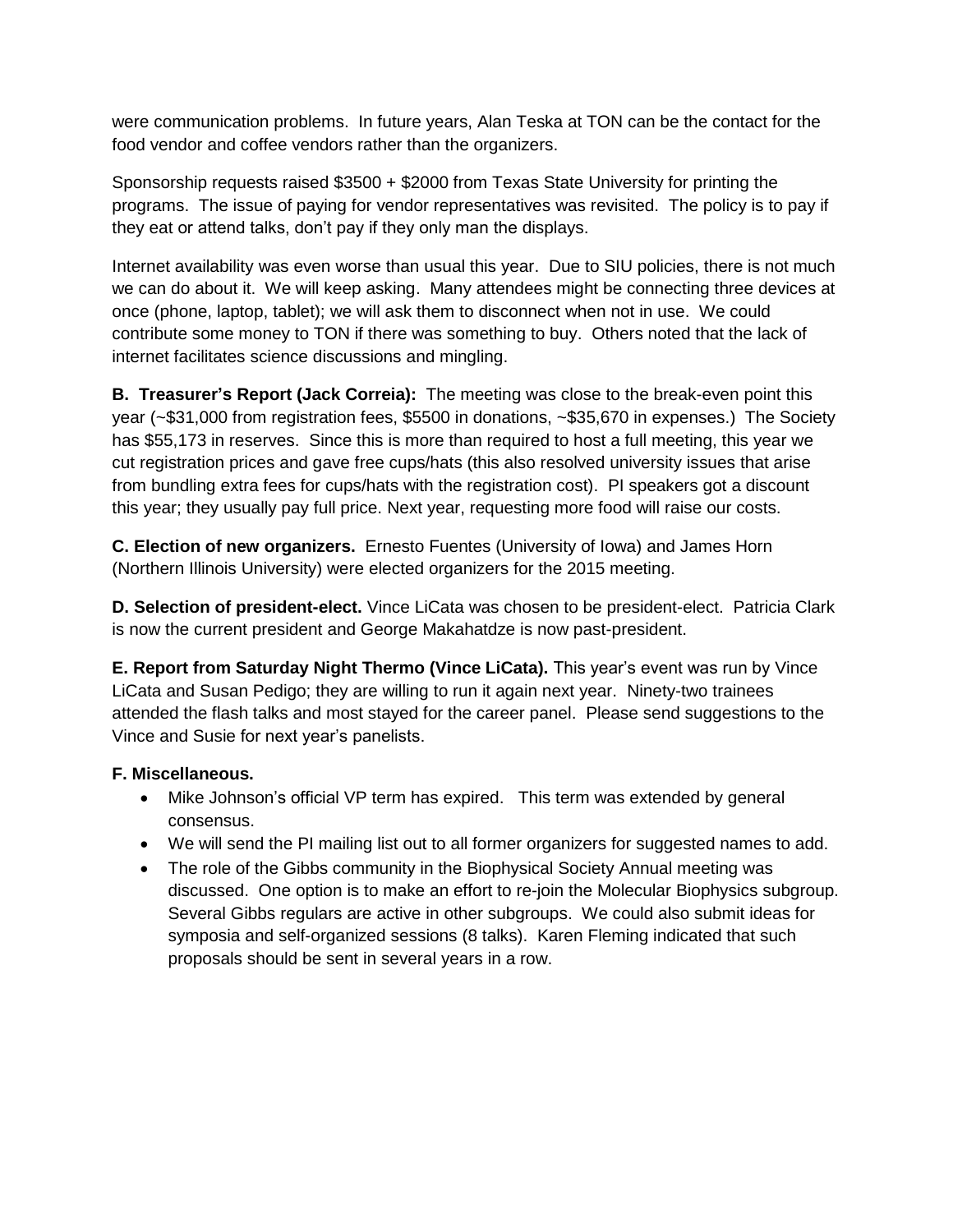were communication problems. In future years, Alan Teska at TON can be the contact for the food vendor and coffee vendors rather than the organizers.

Sponsorship requests raised $3500 + $2000 from Texas State University for printing the programs. The issue of paying for vendor representatives was revisited. The policy is to pay if they eat or attend talks, don't pay if they only man the displays.

Internet availability was even worse than usual this year. Due to SIU policies, there is not much we can do about it. We will keep asking. Many attendees might be connecting three devices at once (phone, laptop, tablet); we will ask them to disconnect when not in use. We could contribute some money to TON if there was something to buy. Others noted that the lack of internet facilitates science discussions and mingling.

**B. Treasurer's Report (Jack Correia):** The meeting was close to the break-even point this year (~$31,000 from registration fees, $5500 in donations, ~$35,670 in expenses.) The Society has $55,173 in reserves. Since this is more than required to host a full meeting, this year we cut registration prices and gave free cups/hats (this also resolved university issues that arise from bundling extra fees for cups/hats with the registration cost). PI speakers got a discount this year; they usually pay full price. Next year, requesting more food will raise our costs.

**C. Election of new organizers.** Ernesto Fuentes (University of Iowa) and James Horn (Northern Illinois University) were elected organizers for the 2015 meeting.

**D. Selection of president-elect.** Vince LiCata was chosen to be president-elect. Patricia Clark is now the current president and George Makahatdze is now past-president.

**E. Report from Saturday Night Thermo (Vince LiCata).** This year's event was run by Vince LiCata and Susan Pedigo; they are willing to run it again next year. Ninety-two trainees attended the flash talks and most stayed for the career panel. Please send suggestions to the Vince and Susie for next year's panelists.

**F. Miscellaneous.**

- Mike Johnson's official VP term has expired. This term was extended by general consensus.
- We will send the PI mailing list out to all former organizers for suggested names to add.
- The role of the Gibbs community in the Biophysical Society Annual meeting was discussed. One option is to make an effort to re-join the Molecular Biophysics subgroup. Several Gibbs regulars are active in other subgroups. We could also submit ideas for symposia and self-organized sessions (8 talks). Karen Fleming indicated that such proposals should be sent in several years in a row.